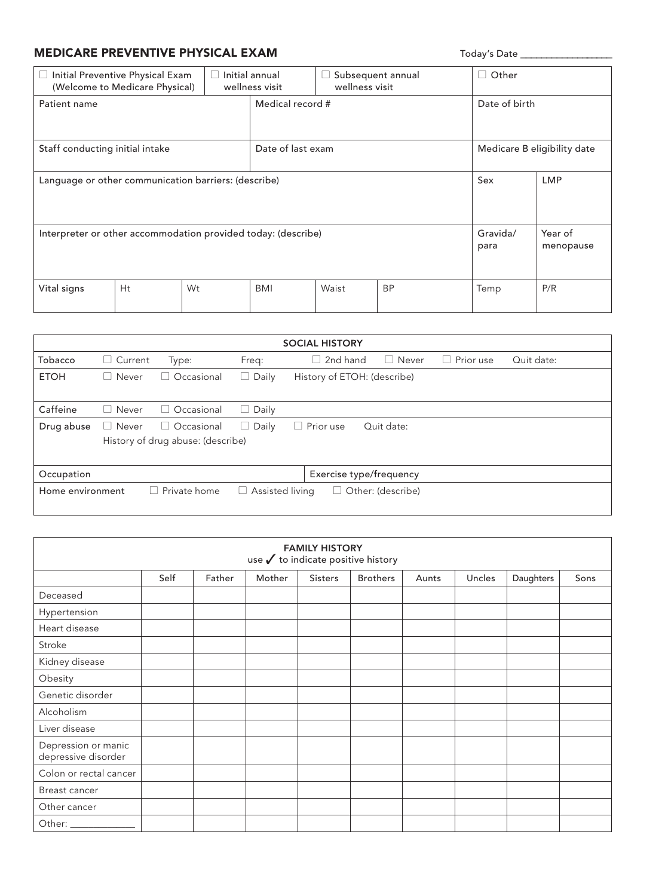# MEDICARE PREVENTIVE PHYSICAL EXAM

Today's Date ___________________

| ☐ Initial Preventive Physical Exam (Welcome to Medicare Physical) | ☐ Initial annual wellness visit | ☐ Subsequent annual wellness visit | ☐ Other |
|---|---|---|---|

| Patient name | Medical record # | Date of birth |
|---|---|---|
| Staff conducting initial intake | Date of last exam | Medicare B eligibility date |

| Language or other communication barriers: (describe) | Sex | LMP |
|---|---|---|
| Interpreter or other accommodation provided today: (describe) | Gravida/para | Year of menopause |

| Vital signs | Ht | Wt | BMI | Waist | BP | Temp | P/R |
|---|---|---|---|---|---|---|---|

| SOCIAL HISTORY | | | | | | | |
|---|---|---|---|---|---|---|---|
| Tobacco | ☐ Current | Type: | Freq: | ☐ 2nd hand | ☐ Never | ☐ Prior use | Quit date: |
| ETOH | ☐ Never | ☐ Occasional | ☐ Daily | History of ETOH: (describe) | | | |
| Caffeine | ☐ Never | ☐ Occasional | ☐ Daily | | | | |
| Drug abuse | ☐ Never | ☐ Occasional | ☐ Daily | ☐ Prior use | Quit date: | | |
| | History of drug abuse: (describe) | | | | | | |
| Occupation | | | | Exercise type/frequency | | | |
| Home environment | ☐ Private home | ☐ Assisted living | ☐ Other: (describe) | | | | |

**FAMILY HISTORY**
use ✓ to indicate positive history

| | Self | Father | Mother | Sisters | Brothers | Aunts | Uncles | Daughters | Sons |
|---|---|---|---|---|---|---|---|---|---|
| Deceased | | | | | | | | | |
| Hypertension | | | | | | | | | |
| Heart disease | | | | | | | | | |
| Stroke | | | | | | | | | |
| Kidney disease | | | | | | | | | |
| Obesity | | | | | | | | | |
| Genetic disorder | | | | | | | | | |
| Alcoholism | | | | | | | | | |
| Liver disease | | | | | | | | | |
| Depression or manic depressive disorder | | | | | | | | | |
| Colon or rectal cancer | | | | | | | | | |
| Breast cancer | | | | | | | | | |
| Other cancer | | | | | | | | | |
| Other: ____________ | | | | | | | | | |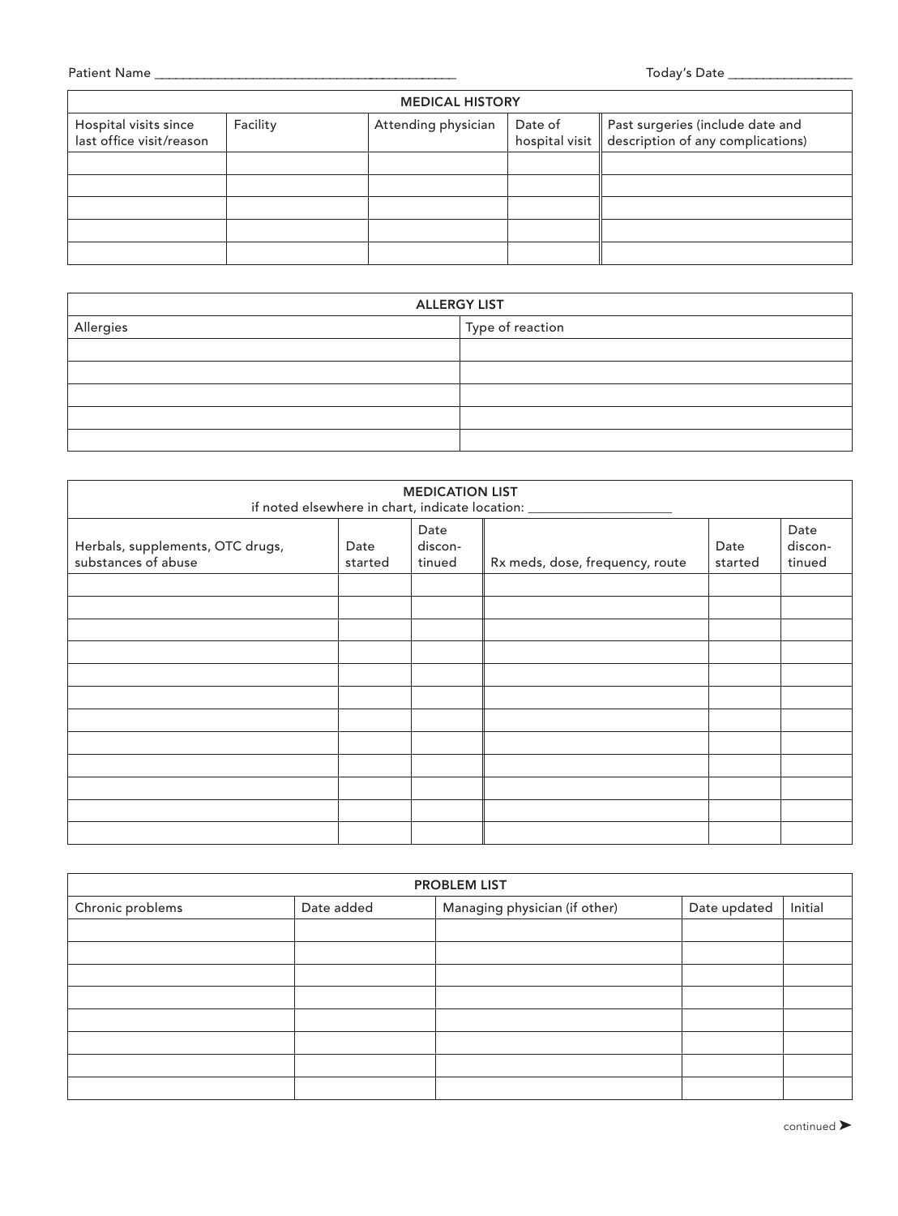Patient Name ______________________________________ Today's Date ________________

| MEDICAL HISTORY | | | | |
|---|---|---|---|---|
| Hospital visits since last office visit/reason | Facility | Attending physician | Date of hospital visit | Past surgeries (include date and description of any complications) |
| | | | | |
| | | | | |
| | | | | |
| | | | | |
| | | | | |

| ALLERGY LIST | |
|---|---|
| Allergies | Type of reaction |
| | |
| | |
| | |
| | |
| | |

| MEDICATION LIST<br>if noted elsewhere in chart, indicate location: ________________ | | | | | |
|---|---|---|---|---|---|
| Herbals, supplements, OTC drugs, substances of abuse | Date started | Date discon-tinued | Rx meds, dose, frequency, route | Date started | Date discon-tinued |
| | | | | | |
| | | | | | |
| | | | | | |
| | | | | | |
| | | | | | |
| | | | | | |
| | | | | | |
| | | | | | |
| | | | | | |
| | | | | | |
| | | | | | |
| | | | | | |

| PROBLEM LIST | | | | |
|---|---|---|---|---|
| Chronic problems | Date added | Managing physician (if other) | Date updated | Initial |
| | | | | |
| | | | | |
| | | | | |
| | | | | |
| | | | | |
| | | | | |
| | | | | |
| | | | | |

continued ➤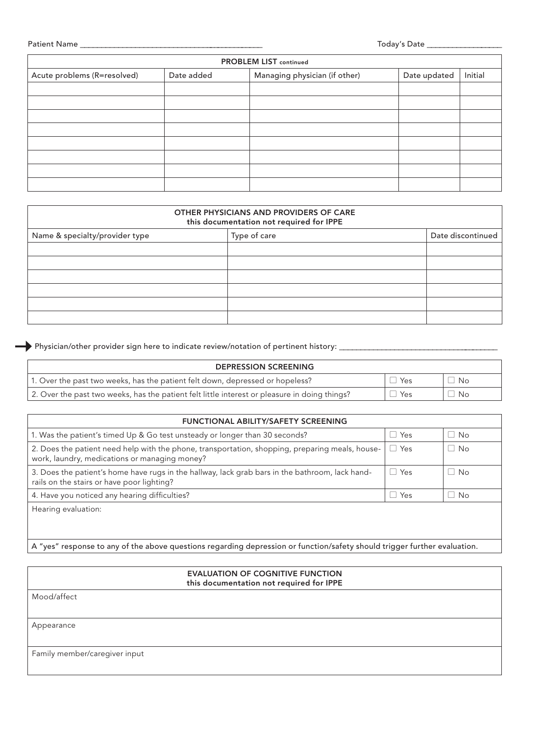Patient Name ______________________________________________ Today's Date __________________

| PROBLEM LIST continued | | | | |
|---|---|---|---|---|
| Acute problems (R=resolved) | Date added | Managing physician (if other) | Date updated | Initial |
| | | | | |
| | | | | |
| | | | | |
| | | | | |
| | | | | |
| | | | | |
| | | | | |
| | | | | |

| OTHER PHYSICIANS AND PROVIDERS OF CARE this documentation not required for IPPE | | |
|---|---|---|
| Name & specialty/provider type | Type of care | Date discontinued |
| | | |
| | | |
| | | |
| | | |
| | | |
| | | |

→ Physician/other provider sign here to indicate review/notation of pertinent history: ______________________________________

| DEPRESSION SCREENING | | |
|---|---|---|
| 1. Over the past two weeks, has the patient felt down, depressed or hopeless? | ☐ Yes | ☐ No |
| 2. Over the past two weeks, has the patient felt little interest or pleasure in doing things? | ☐ Yes | ☐ No |

| FUNCTIONAL ABILITY/SAFETY SCREENING | | |
|---|---|---|
| 1. Was the patient's timed Up & Go test unsteady or longer than 30 seconds? | ☐ Yes | ☐ No |
| 2. Does the patient need help with the phone, transportation, shopping, preparing meals, housework, laundry, medications or managing money? | ☐ Yes | ☐ No |
| 3. Does the patient's home have rugs in the hallway, lack grab bars in the bathroom, lack handrails on the stairs or have poor lighting? | ☐ Yes | ☐ No |
| 4. Have you noticed any hearing difficulties? | ☐ Yes | ☐ No |
| Hearing evaluation: | | |
| A "yes" response to any of the above questions regarding depression or function/safety should trigger further evaluation. | | |

| EVALUATION OF COGNITIVE FUNCTION this documentation not required for IPPE |
|---|
| Mood/affect |
| Appearance |
| Family member/caregiver input |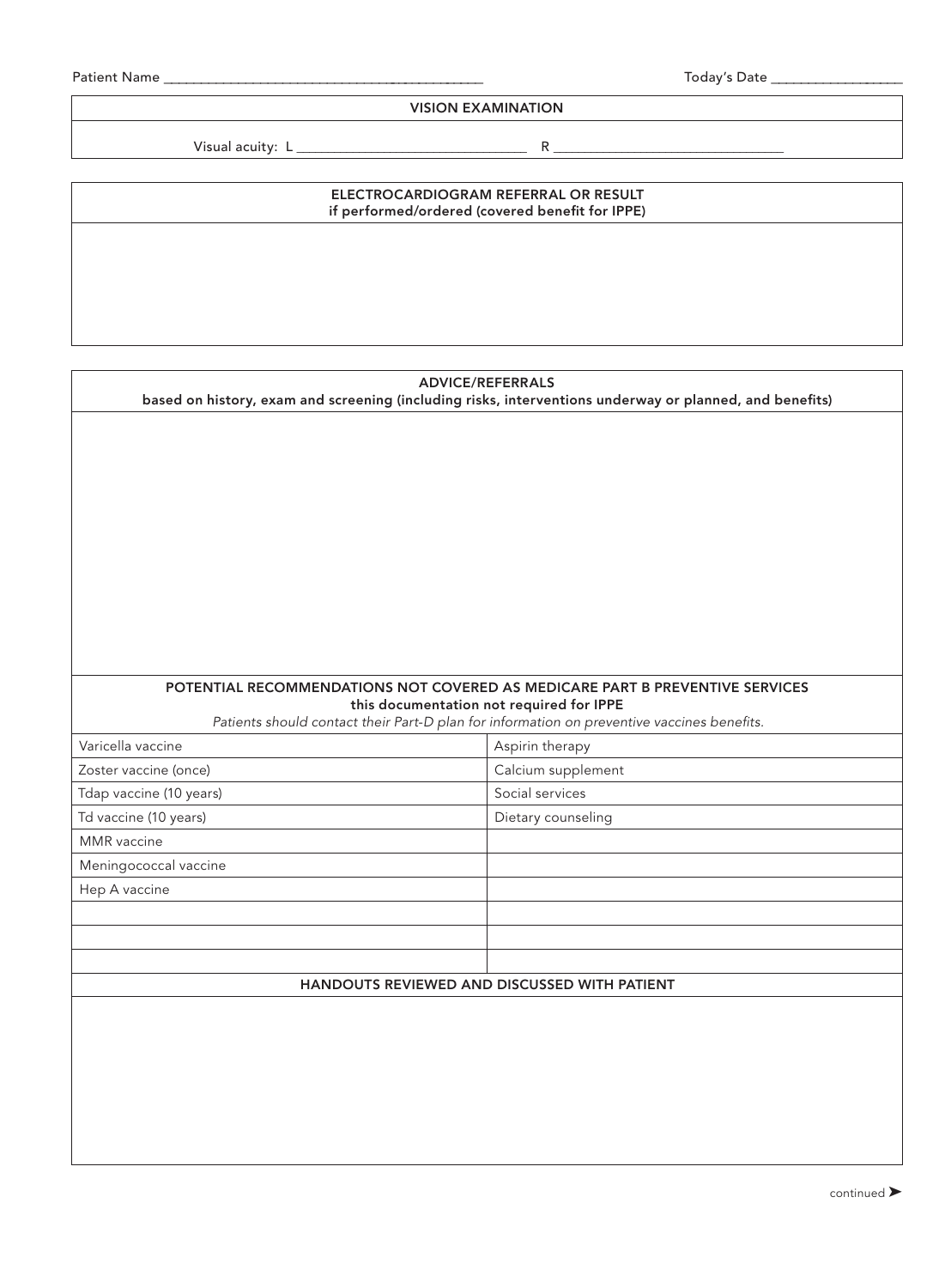Patient Name ______________________________ Today's Date ______________

## VISION EXAMINATION

Visual acuity: L ______________________ R ______________________

## ELECTROCARDIOGRAM REFERRAL OR RESULT

**if performed/ordered (covered benefit for IPPE)**

## ADVICE/REFERRALS

**based on history, exam and screening (including risks, interventions underway or planned, and benefits)**

## POTENTIAL RECOMMENDATIONS NOT COVERED AS MEDICARE PART B PREVENTIVE SERVICES

**this documentation not required for IPPE**

*Patients should contact their Part-D plan for information on preventive vaccines benefits.*

| | |
|---|---|
| Varicella vaccine | Aspirin therapy |
| Zoster vaccine (once) | Calcium supplement |
| Tdap vaccine (10 years) | Social services |
| Td vaccine (10 years) | Dietary counseling |
| MMR vaccine | |
| Meningococcal vaccine | |
| Hep A vaccine | |
| | |
| | |
| | |

## HANDOUTS REVIEWED AND DISCUSSED WITH PATIENT

continued ➤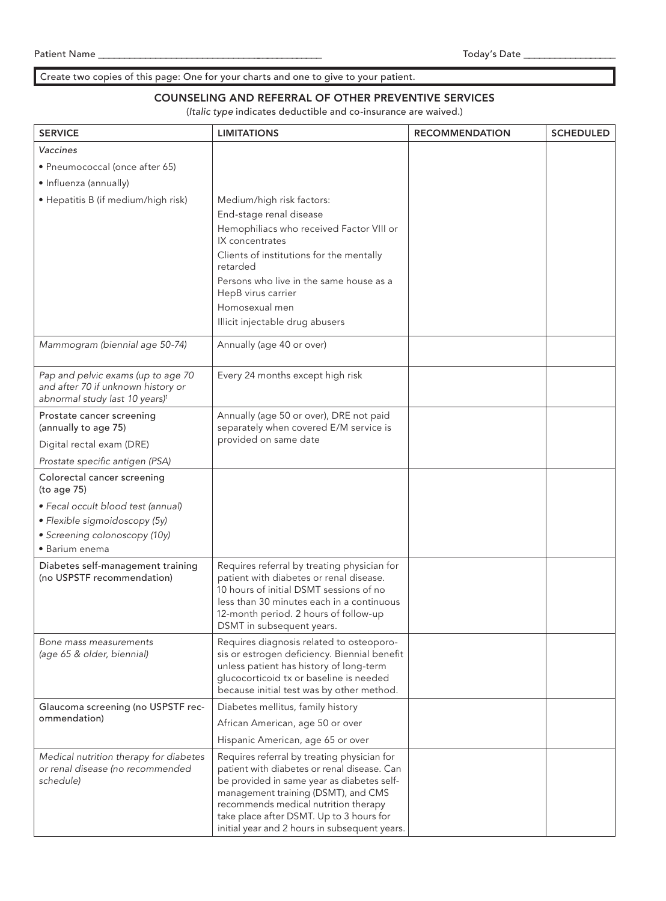Patient Name ______________________________ Today's Date ________________

Create two copies of this page: One for your charts and one to give to your patient.

## COUNSELING AND REFERRAL OF OTHER PREVENTIVE SERVICES

(*Italic type* indicates deductible and co-insurance are waived.)

| SERVICE | LIMITATIONS | RECOMMENDATION | SCHEDULED |
|---|---|---|---|
| *Vaccines*<br>• Pneumococcal (once after 65)<br>• Influenza (annually)<br>• Hepatitis B (if medium/high risk) | Medium/high risk factors:<br>End-stage renal disease<br>Hemophiliacs who received Factor VIII or IX concentrates<br>Clients of institutions for the mentally retarded<br>Persons who live in the same house as a HepB virus carrier<br>Homosexual men<br>Illicit injectable drug abusers | | |
| *Mammogram (biennial age 50-74)* | Annually (age 40 or over) | | |
| *Pap and pelvic exams (up to age 70 and after 70 if unknown history or abnormal study last 10 years)*[1] | Every 24 months except high risk | | |
| Prostate cancer screening (annually to age 75)<br>Digital rectal exam (DRE)<br>*Prostate specific antigen (PSA)* | Annually (age 50 or over), DRE not paid separately when covered E/M service is provided on same date | | |
| Colorectal cancer screening (to age 75)<br>• *Fecal occult blood test (annual)*<br>• *Flexible sigmoidoscopy (5y)*<br>• *Screening colonoscopy (10y)*<br>• Barium enema | | | |
| Diabetes self-management training (no USPSTF recommendation) | Requires referral by treating physician for patient with diabetes or renal disease. 10 hours of initial DSMT sessions of no less than 30 minutes each in a continuous 12-month period. 2 hours of follow-up DSMT in subsequent years. | | |
| *Bone mass measurements (age 65 & older, biennial)* | Requires diagnosis related to osteoporosis or estrogen deficiency. Biennial benefit unless patient has history of long-term glucocorticoid tx or baseline is needed because initial test was by other method. | | |
| Glaucoma screening (no USPSTF recommendation) | Diabetes mellitus, family history<br>African American, age 50 or over<br>Hispanic American, age 65 or over | | |
| *Medical nutrition therapy for diabetes or renal disease (no recommended schedule)* | Requires referral by treating physician for patient with diabetes or renal disease. Can be provided in same year as diabetes self-management training (DSMT), and CMS recommends medical nutrition therapy take place after DSMT. Up to 3 hours for initial year and 2 hours in subsequent years. | | |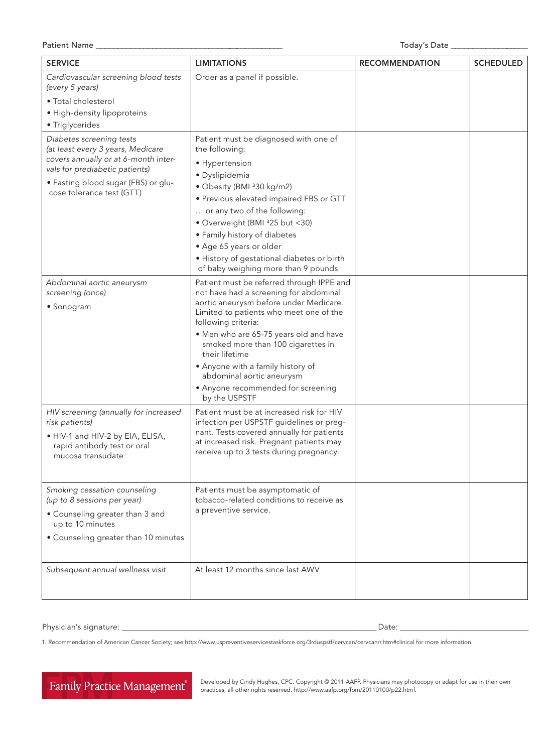Patient Name ______________________________________________ Today's Date __________________

| SERVICE | LIMITATIONS | RECOMMENDATION | SCHEDULED |
|---|---|---|---|
| *Cardiovascular screening blood tests (every 5 years)*<br>• Total cholesterol<br>• High-density lipoproteins<br>• Triglycerides | Order as a panel if possible. | | |
| *Diabetes screening tests (at least every 3 years, Medicare covers annually or at 6-month intervals for prediabetic patients)*<br>• Fasting blood sugar (FBS) or glucose tolerance test (GTT) | Patient must be diagnosed with one of the following:<br>• Hypertension<br>• Dyslipidemia<br>• Obesity (BMI ³30 kg/m2)<br>• Previous elevated impaired FBS or GTT<br>… or any two of the following:<br>• Overweight (BMI ³25 but <30)<br>• Family history of diabetes<br>• Age 65 years or older<br>• History of gestational diabetes or birth of baby weighing more than 9 pounds | | |
| *Abdominal aortic aneurysm screening (once)*<br>• Sonogram | Patient must be referred through IPPE and not have had a screening for abdominal aortic aneurysm before under Medicare. Limited to patients who meet one of the following criteria:<br>• Men who are 65-75 years old and have smoked more than 100 cigarettes in their lifetime<br>• Anyone with a family history of abdominal aortic aneurysm<br>• Anyone recommended for screening by the USPSTF | | |
| *HIV screening (annually for increased risk patients)*<br>• HIV-1 and HIV-2 by EIA, ELISA, rapid antibody test or oral mucosa transudate | Patient must be at increased risk for HIV infection per USPSTF guidelines or pregnant. Tests covered annually for patients at increased risk. Pregnant patients may receive up to 3 tests during pregnancy. | | |
| *Smoking cessation counseling (up to 8 sessions per year)*<br>• Counseling greater than 3 and up to 10 minutes<br>• Counseling greater than 10 minutes | Patients must be asymptomatic of tobacco-related conditions to receive as a preventive service. | | |
| *Subsequent annual wellness visit* | At least 12 months since last AWV | | |

Physician's signature: ______________________________________________ Date: ______________________

1. Recommendation of American Cancer Society; see http://www.uspreventiveservicestaskforce.org/3rduspstf/cervcan/cervcanrr.htm#clinical for more information.

Family Practice Management®

Developed by Cindy Hughes, CPC. Copyright © 2011 AAFP. Physicians may photocopy or adapt for use in their own practices; all other rights reserved. http://www.aafp.org/fpm/20110100/p22.html.